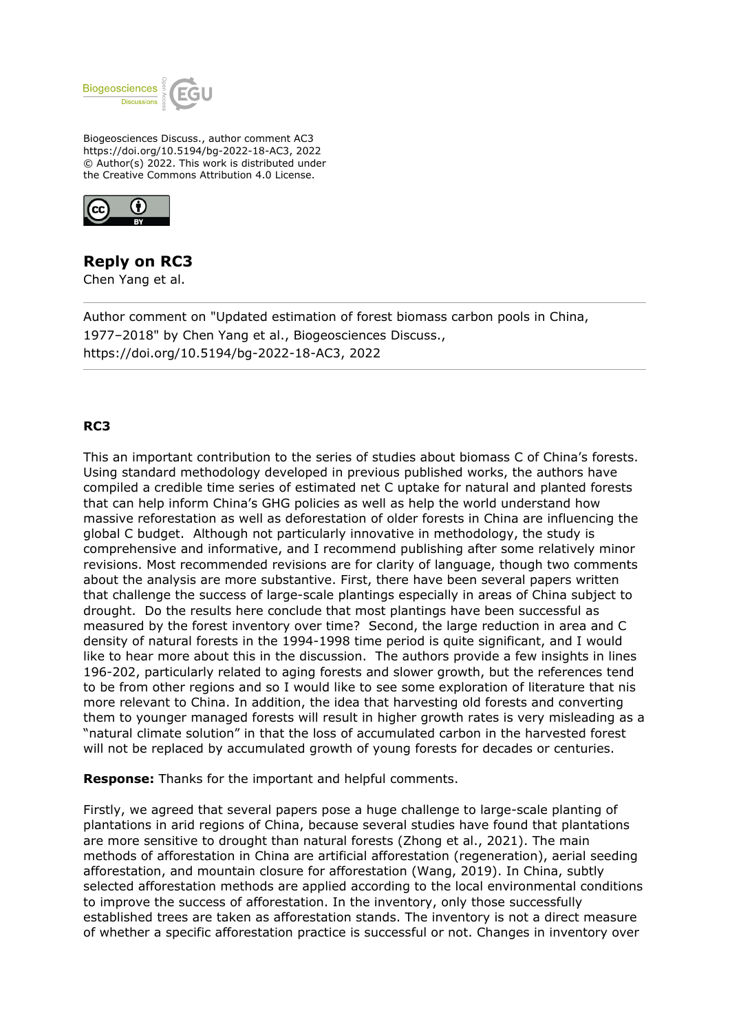Biogeosciences Discuss., author comment AC3
https://doi.org/10.5194/bg-2022-18-AC3, 2022
© Author(s) 2022. This work is distributed under
the Creative Commons Attribution 4.0 License.

# Reply on RC3

Chen Yang et al.

Author comment on "Updated estimation of forest biomass carbon pools in China, 1977–2018" by Chen Yang et al., Biogeosciences Discuss., https://doi.org/10.5194/bg-2022-18-AC3, 2022

## RC3

This an important contribution to the series of studies about biomass C of China's forests. Using standard methodology developed in previous published works, the authors have compiled a credible time series of estimated net C uptake for natural and planted forests that can help inform China's GHG policies as well as help the world understand how massive reforestation as well as deforestation of older forests in China are influencing the global C budget. Although not particularly innovative in methodology, the study is comprehensive and informative, and I recommend publishing after some relatively minor revisions. Most recommended revisions are for clarity of language, though two comments about the analysis are more substantive. First, there have been several papers written that challenge the success of large-scale plantings especially in areas of China subject to drought. Do the results here conclude that most plantings have been successful as measured by the forest inventory over time? Second, the large reduction in area and C density of natural forests in the 1994-1998 time period is quite significant, and I would like to hear more about this in the discussion. The authors provide a few insights in lines 196-202, particularly related to aging forests and slower growth, but the references tend to be from other regions and so I would like to see some exploration of literature that nis more relevant to China. In addition, the idea that harvesting old forests and converting them to younger managed forests will result in higher growth rates is very misleading as a "natural climate solution" in that the loss of accumulated carbon in the harvested forest will not be replaced by accumulated growth of young forests for decades or centuries.

**Response:** Thanks for the important and helpful comments.

Firstly, we agreed that several papers pose a huge challenge to large-scale planting of plantations in arid regions of China, because several studies have found that plantations are more sensitive to drought than natural forests (Zhong et al., 2021). The main methods of afforestation in China are artificial afforestation (regeneration), aerial seeding afforestation, and mountain closure for afforestation (Wang, 2019). In China, subtly selected afforestation methods are applied according to the local environmental conditions to improve the success of afforestation. In the inventory, only those successfully established trees are taken as afforestation stands. The inventory is not a direct measure of whether a specific afforestation practice is successful or not. Changes in inventory over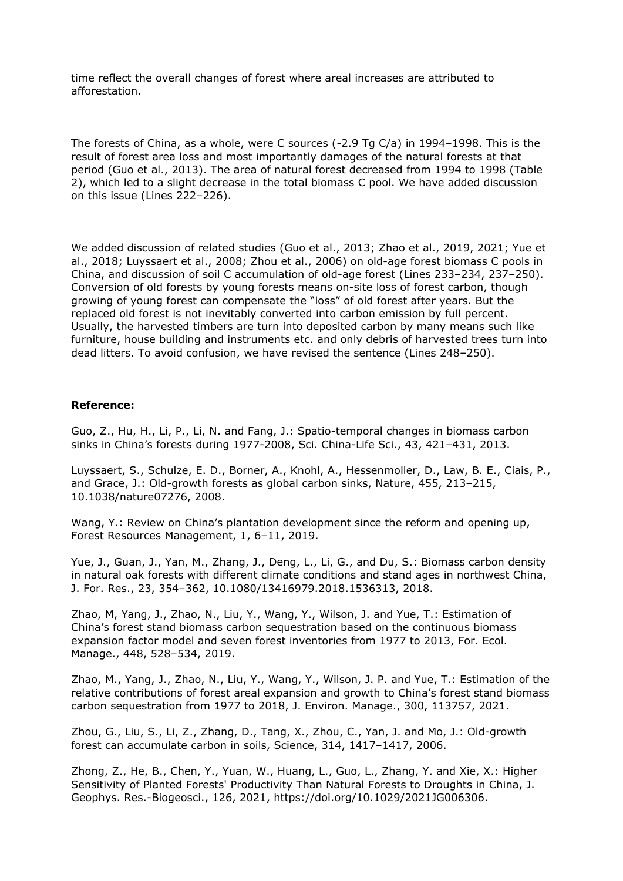time reflect the overall changes of forest where areal increases are attributed to afforestation.

The forests of China, as a whole, were C sources (-2.9 Tg C/a) in 1994–1998. This is the result of forest area loss and most importantly damages of the natural forests at that period (Guo et al., 2013). The area of natural forest decreased from 1994 to 1998 (Table 2), which led to a slight decrease in the total biomass C pool. We have added discussion on this issue (Lines 222–226).

We added discussion of related studies (Guo et al., 2013; Zhao et al., 2019, 2021; Yue et al., 2018; Luyssaert et al., 2008; Zhou et al., 2006) on old-age forest biomass C pools in China, and discussion of soil C accumulation of old-age forest (Lines 233–234, 237–250). Conversion of old forests by young forests means on-site loss of forest carbon, though growing of young forest can compensate the "loss" of old forest after years. But the replaced old forest is not inevitably converted into carbon emission by full percent. Usually, the harvested timbers are turn into deposited carbon by many means such like furniture, house building and instruments etc. and only debris of harvested trees turn into dead litters. To avoid confusion, we have revised the sentence (Lines 248–250).

**Reference:**

Guo, Z., Hu, H., Li, P., Li, N. and Fang, J.: Spatio-temporal changes in biomass carbon sinks in China's forests during 1977-2008, Sci. China-Life Sci., 43, 421–431, 2013.

Luyssaert, S., Schulze, E. D., Borner, A., Knohl, A., Hessenmoller, D., Law, B. E., Ciais, P., and Grace, J.: Old-growth forests as global carbon sinks, Nature, 455, 213–215, 10.1038/nature07276, 2008.

Wang, Y.: Review on China's plantation development since the reform and opening up, Forest Resources Management, 1, 6–11, 2019.

Yue, J., Guan, J., Yan, M., Zhang, J., Deng, L., Li, G., and Du, S.: Biomass carbon density in natural oak forests with different climate conditions and stand ages in northwest China, J. For. Res., 23, 354–362, 10.1080/13416979.2018.1536313, 2018.

Zhao, M, Yang, J., Zhao, N., Liu, Y., Wang, Y., Wilson, J. and Yue, T.: Estimation of China's forest stand biomass carbon sequestration based on the continuous biomass expansion factor model and seven forest inventories from 1977 to 2013, For. Ecol. Manage., 448, 528–534, 2019.

Zhao, M., Yang, J., Zhao, N., Liu, Y., Wang, Y., Wilson, J. P. and Yue, T.: Estimation of the relative contributions of forest areal expansion and growth to China's forest stand biomass carbon sequestration from 1977 to 2018, J. Environ. Manage., 300, 113757, 2021.

Zhou, G., Liu, S., Li, Z., Zhang, D., Tang, X., Zhou, C., Yan, J. and Mo, J.: Old-growth forest can accumulate carbon in soils, Science, 314, 1417–1417, 2006.

Zhong, Z., He, B., Chen, Y., Yuan, W., Huang, L., Guo, L., Zhang, Y. and Xie, X.: Higher Sensitivity of Planted Forests' Productivity Than Natural Forests to Droughts in China, J. Geophys. Res.-Biogeosci., 126, 2021, https://doi.org/10.1029/2021JG006306.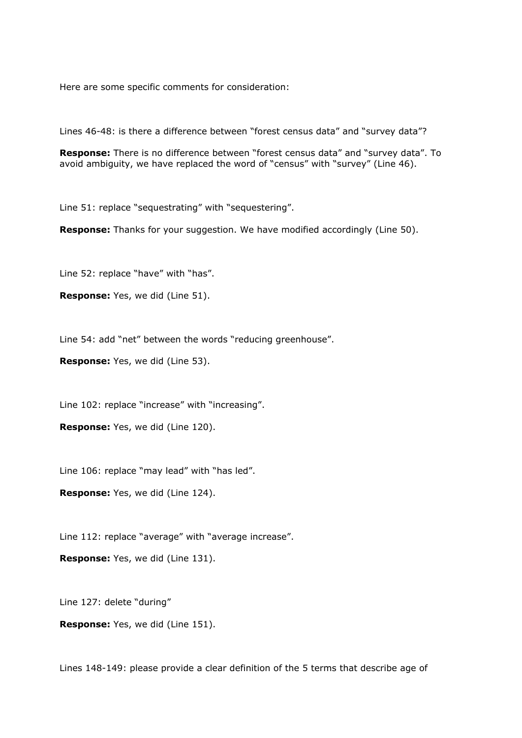Here are some specific comments for consideration:

Lines 46-48: is there a difference between “forest census data” and “survey data”?

**Response:** There is no difference between “forest census data” and “survey data”. To avoid ambiguity, we have replaced the word of “census” with “survey” (Line 46).

Line 51: replace “sequestrating” with “sequestering”.

**Response:** Thanks for your suggestion. We have modified accordingly (Line 50).

Line 52: replace “have” with “has”.

**Response:** Yes, we did (Line 51).

Line 54: add “net” between the words “reducing greenhouse”.

**Response:** Yes, we did (Line 53).

Line 102: replace “increase” with “increasing”.

**Response:** Yes, we did (Line 120).

Line 106: replace “may lead” with “has led”.

**Response:** Yes, we did (Line 124).

Line 112: replace “average” with “average increase”.

**Response:** Yes, we did (Line 131).

Line 127: delete “during”

**Response:** Yes, we did (Line 151).

Lines 148-149: please provide a clear definition of the 5 terms that describe age of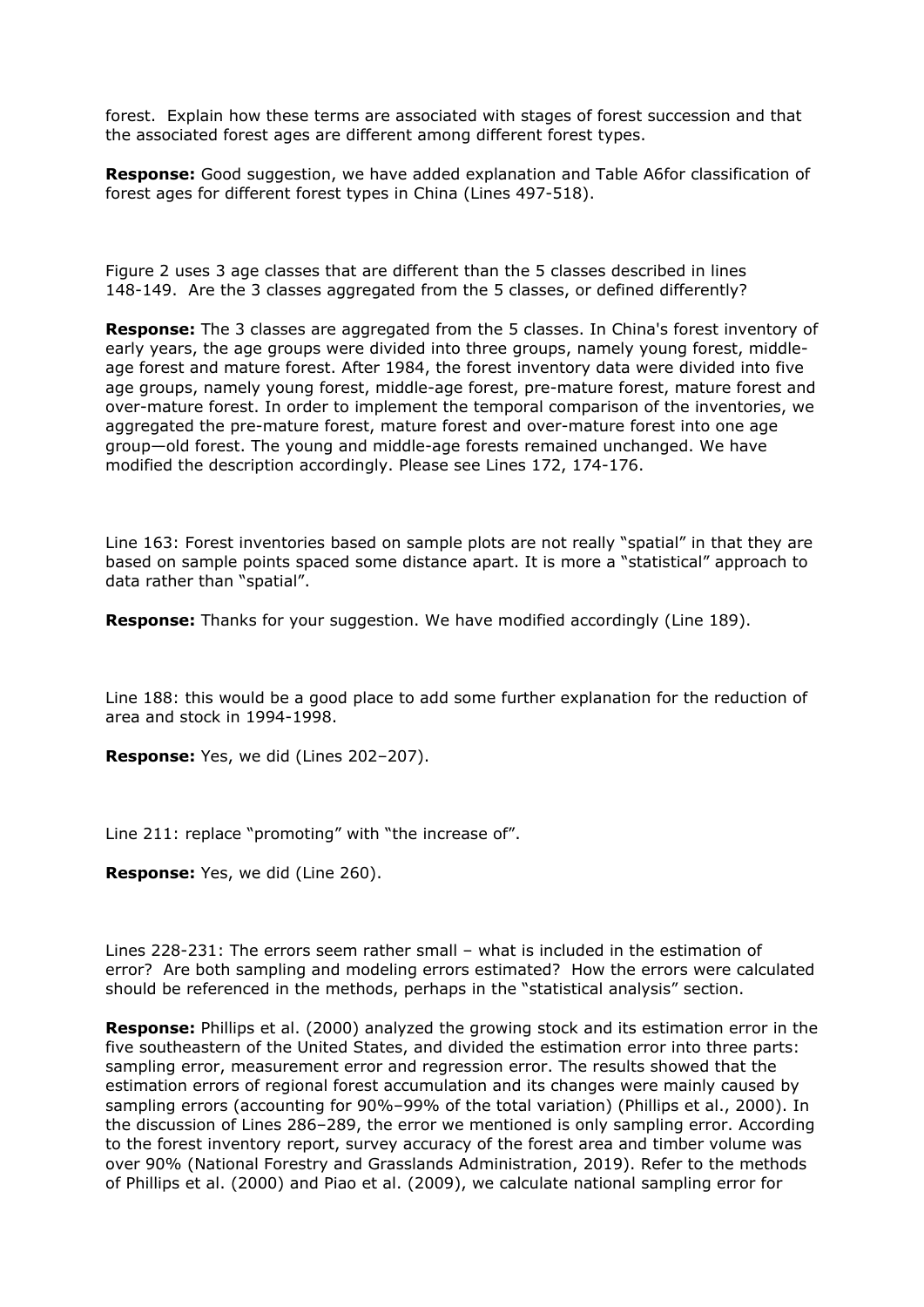forest. Explain how these terms are associated with stages of forest succession and that the associated forest ages are different among different forest types.

**Response:** Good suggestion, we have added explanation and Table A6for classification of forest ages for different forest types in China (Lines 497-518).

Figure 2 uses 3 age classes that are different than the 5 classes described in lines 148-149. Are the 3 classes aggregated from the 5 classes, or defined differently?

**Response:** The 3 classes are aggregated from the 5 classes. In China's forest inventory of early years, the age groups were divided into three groups, namely young forest, middle-age forest and mature forest. After 1984, the forest inventory data were divided into five age groups, namely young forest, middle-age forest, pre-mature forest, mature forest and over-mature forest. In order to implement the temporal comparison of the inventories, we aggregated the pre-mature forest, mature forest and over-mature forest into one age group—old forest. The young and middle-age forests remained unchanged. We have modified the description accordingly. Please see Lines 172, 174-176.

Line 163: Forest inventories based on sample plots are not really "spatial" in that they are based on sample points spaced some distance apart. It is more a "statistical" approach to data rather than "spatial".

**Response:** Thanks for your suggestion. We have modified accordingly (Line 189).

Line 188: this would be a good place to add some further explanation for the reduction of area and stock in 1994-1998.

**Response:** Yes, we did (Lines 202–207).

Line 211: replace "promoting" with "the increase of".

**Response:** Yes, we did (Line 260).

Lines 228-231: The errors seem rather small – what is included in the estimation of error? Are both sampling and modeling errors estimated? How the errors were calculated should be referenced in the methods, perhaps in the "statistical analysis" section.

**Response:** Phillips et al. (2000) analyzed the growing stock and its estimation error in the five southeastern of the United States, and divided the estimation error into three parts: sampling error, measurement error and regression error. The results showed that the estimation errors of regional forest accumulation and its changes were mainly caused by sampling errors (accounting for 90%–99% of the total variation) (Phillips et al., 2000). In the discussion of Lines 286–289, the error we mentioned is only sampling error. According to the forest inventory report, survey accuracy of the forest area and timber volume was over 90% (National Forestry and Grasslands Administration, 2019). Refer to the methods of Phillips et al. (2000) and Piao et al. (2009), we calculate national sampling error for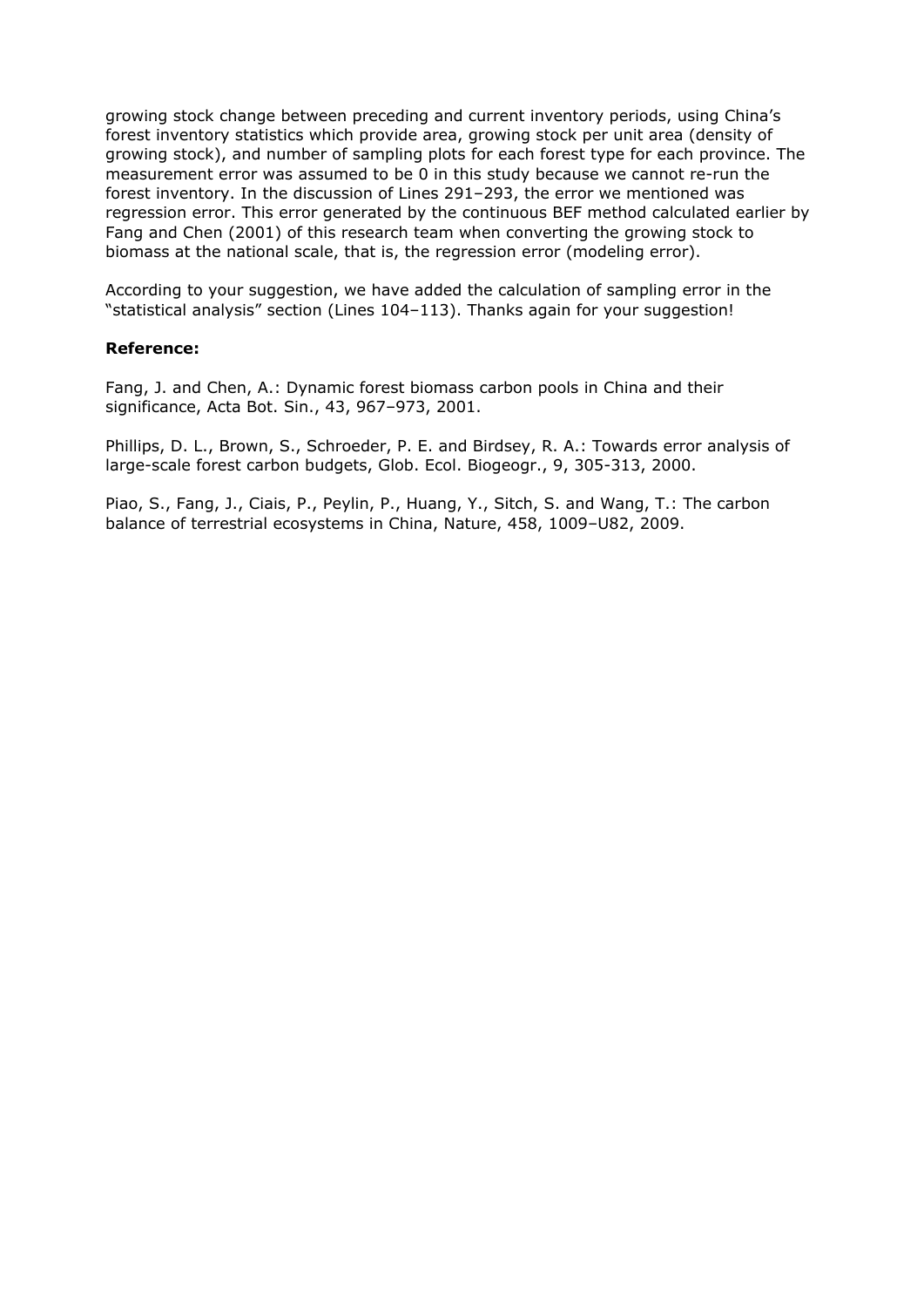growing stock change between preceding and current inventory periods, using China's forest inventory statistics which provide area, growing stock per unit area (density of growing stock), and number of sampling plots for each forest type for each province. The measurement error was assumed to be 0 in this study because we cannot re-run the forest inventory. In the discussion of Lines 291–293, the error we mentioned was regression error. This error generated by the continuous BEF method calculated earlier by Fang and Chen (2001) of this research team when converting the growing stock to biomass at the national scale, that is, the regression error (modeling error).

According to your suggestion, we have added the calculation of sampling error in the "statistical analysis" section (Lines 104–113). Thanks again for your suggestion!

**Reference:**

Fang, J. and Chen, A.: Dynamic forest biomass carbon pools in China and their significance, Acta Bot. Sin., 43, 967–973, 2001.

Phillips, D. L., Brown, S., Schroeder, P. E. and Birdsey, R. A.: Towards error analysis of large-scale forest carbon budgets, Glob. Ecol. Biogeogr., 9, 305-313, 2000.

Piao, S., Fang, J., Ciais, P., Peylin, P., Huang, Y., Sitch, S. and Wang, T.: The carbon balance of terrestrial ecosystems in China, Nature, 458, 1009–U82, 2009.